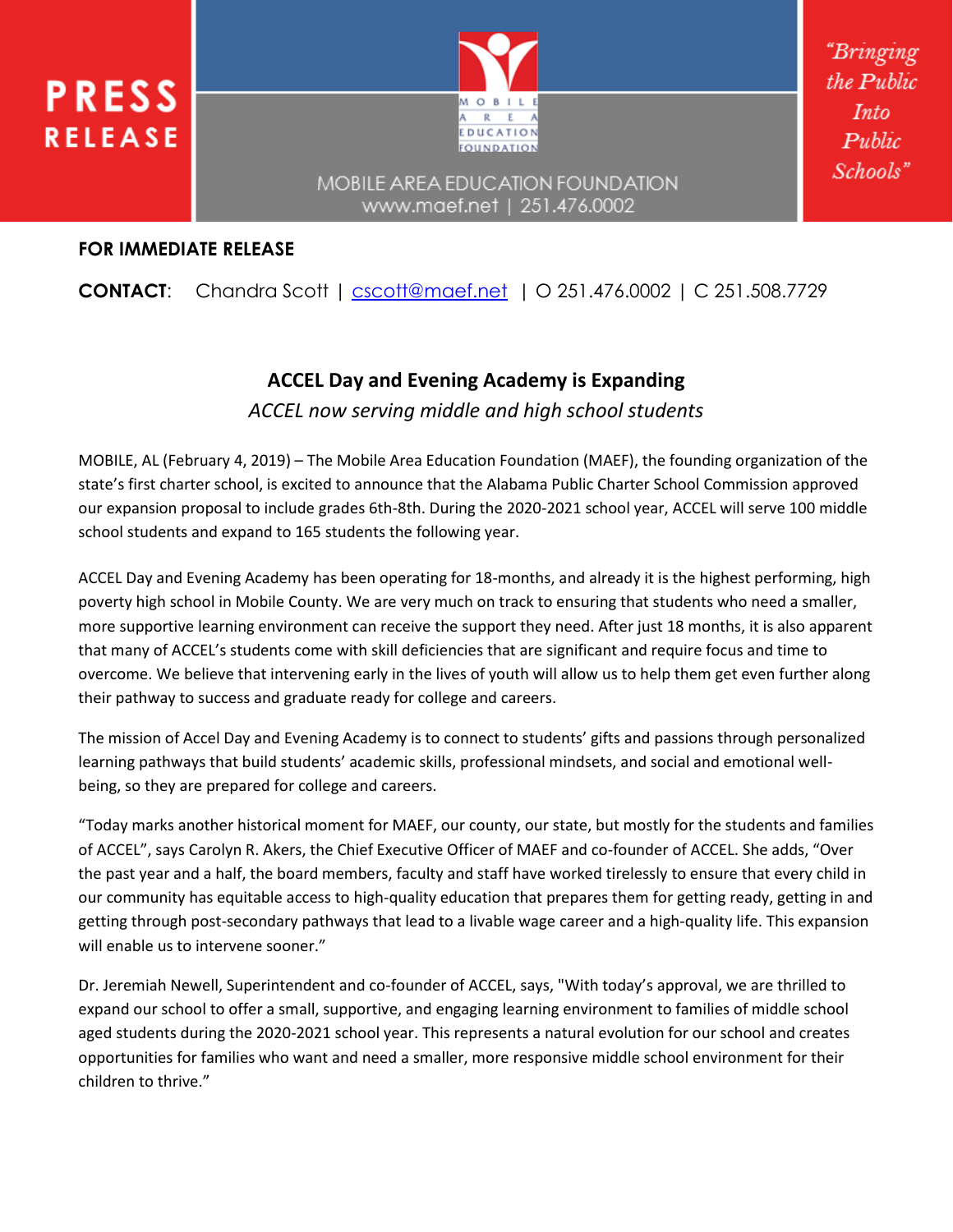**PRESS RELEASE**

MOBILE AREA EDUCATION FOUNDATION
www.maef.net | 251.476.0002

*"Bringing the Public Into Public Schools"*

**FOR IMMEDIATE RELEASE**

**CONTACT**: Chandra Scott | cscott@maef.net | O 251.476.0002 | C 251.508.7729

## ACCEL Day and Evening Academy is Expanding

*ACCEL now serving middle and high school students*

MOBILE, AL (February 4, 2019) – The Mobile Area Education Foundation (MAEF), the founding organization of the state's first charter school, is excited to announce that the Alabama Public Charter School Commission approved our expansion proposal to include grades 6th-8th. During the 2020-2021 school year, ACCEL will serve 100 middle school students and expand to 165 students the following year.

ACCEL Day and Evening Academy has been operating for 18-months, and already it is the highest performing, high poverty high school in Mobile County. We are very much on track to ensuring that students who need a smaller, more supportive learning environment can receive the support they need. After just 18 months, it is also apparent that many of ACCEL's students come with skill deficiencies that are significant and require focus and time to overcome. We believe that intervening early in the lives of youth will allow us to help them get even further along their pathway to success and graduate ready for college and careers.

The mission of Accel Day and Evening Academy is to connect to students' gifts and passions through personalized learning pathways that build students' academic skills, professional mindsets, and social and emotional well-being, so they are prepared for college and careers.

"Today marks another historical moment for MAEF, our county, our state, but mostly for the students and families of ACCEL", says Carolyn R. Akers, the Chief Executive Officer of MAEF and co-founder of ACCEL. She adds, "Over the past year and a half, the board members, faculty and staff have worked tirelessly to ensure that every child in our community has equitable access to high-quality education that prepares them for getting ready, getting in and getting through post-secondary pathways that lead to a livable wage career and a high-quality life. This expansion will enable us to intervene sooner."

Dr. Jeremiah Newell, Superintendent and co-founder of ACCEL, says, "With today's approval, we are thrilled to expand our school to offer a small, supportive, and engaging learning environment to families of middle school aged students during the 2020-2021 school year. This represents a natural evolution for our school and creates opportunities for families who want and need a smaller, more responsive middle school environment for their children to thrive."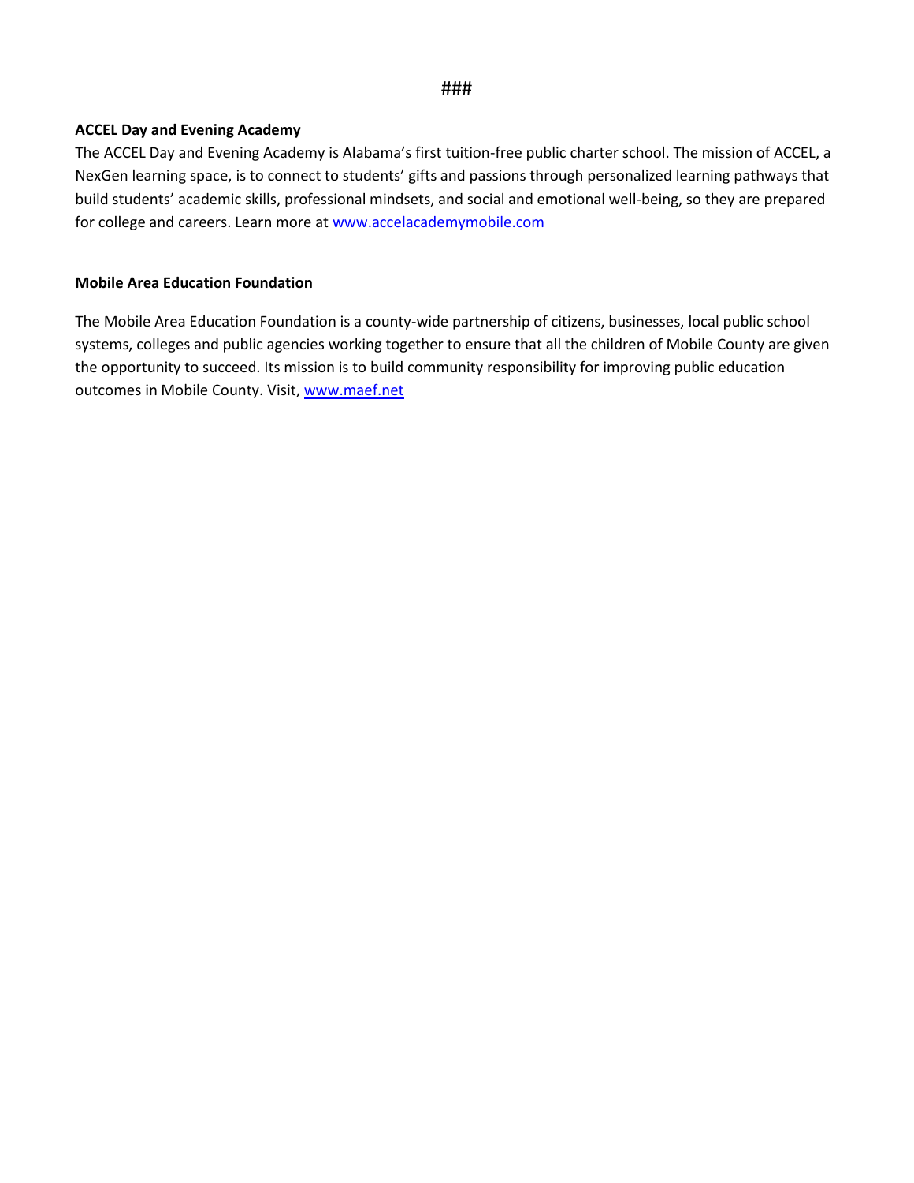###

**ACCEL Day and Evening Academy**

The ACCEL Day and Evening Academy is Alabama's first tuition-free public charter school. The mission of ACCEL, a NexGen learning space, is to connect to students' gifts and passions through personalized learning pathways that build students' academic skills, professional mindsets, and social and emotional well-being, so they are prepared for college and careers. Learn more at www.accelacademymobile.com

**Mobile Area Education Foundation**

The Mobile Area Education Foundation is a county-wide partnership of citizens, businesses, local public school systems, colleges and public agencies working together to ensure that all the children of Mobile County are given the opportunity to succeed. Its mission is to build community responsibility for improving public education outcomes in Mobile County. Visit, www.maef.net